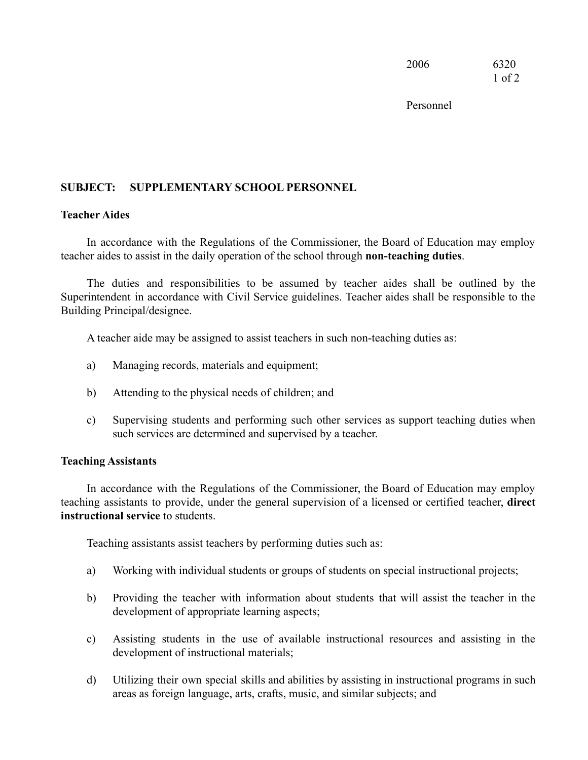## SUBJECT: SUPPLEMENTARY SCHOOL PERSONNEL

### Teacher Aides

In accordance with the Regulations of the Commissioner, the Board of Education may employ teacher aides to assist in the daily operation of the school through **non-teaching duties**.

The duties and responsibilities to be assumed by teacher aides shall be outlined by the Superintendent in accordance with Civil Service guidelines. Teacher aides shall be responsible to the Building Principal/designee.

A teacher aide may be assigned to assist teachers in such non-teaching duties as:

a) Managing records, materials and equipment;

b) Attending to the physical needs of children; and

c) Supervising students and performing such other services as support teaching duties when such services are determined and supervised by a teacher.

### Teaching Assistants

In accordance with the Regulations of the Commissioner, the Board of Education may employ teaching assistants to provide, under the general supervision of a licensed or certified teacher, **direct instructional service** to students.

Teaching assistants assist teachers by performing duties such as:

a) Working with individual students or groups of students on special instructional projects;

b) Providing the teacher with information about students that will assist the teacher in the development of appropriate learning aspects;

c) Assisting students in the use of available instructional resources and assisting in the development of instructional materials;

d) Utilizing their own special skills and abilities by assisting in instructional programs in such areas as foreign language, arts, crafts, music, and similar subjects; and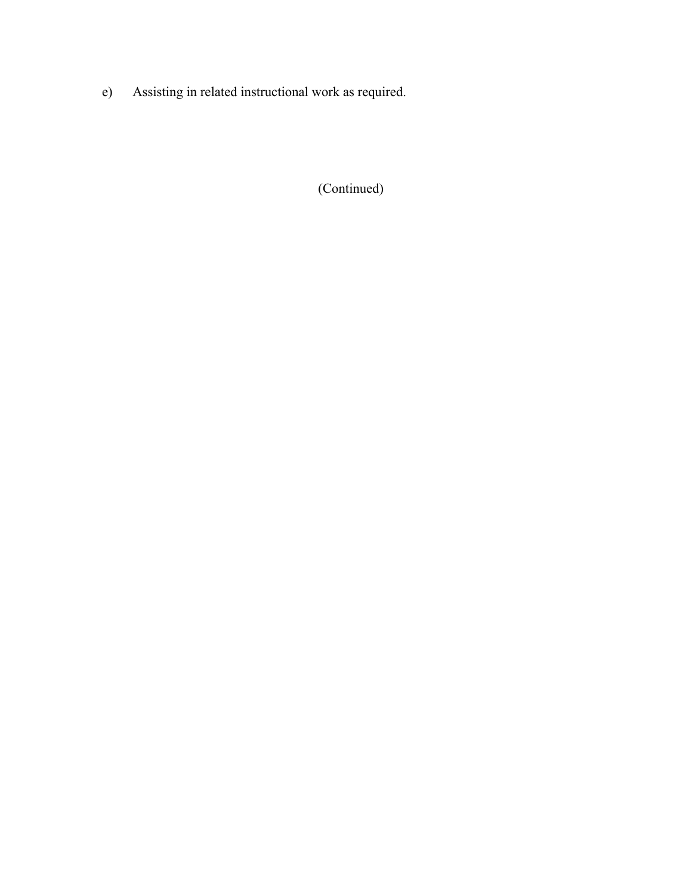e) Assisting in related instructional work as required.

(Continued)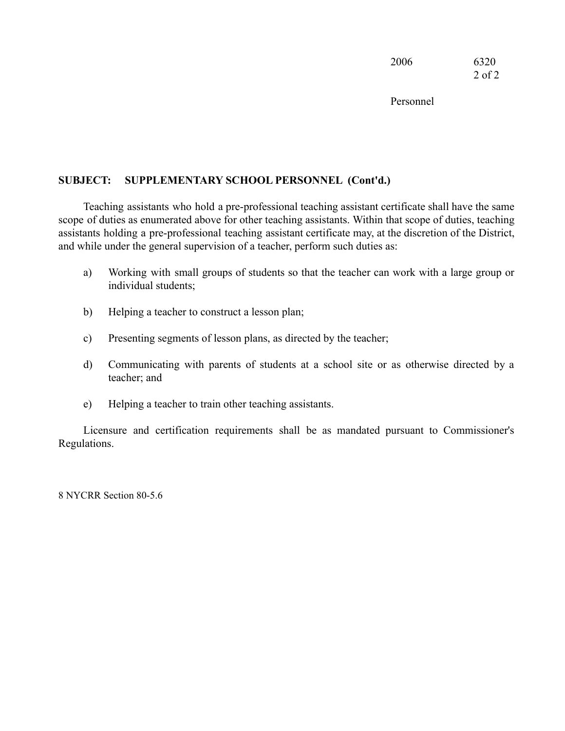**SUBJECT: SUPPLEMENTARY SCHOOL PERSONNEL (Cont'd.)**

Teaching assistants who hold a pre-professional teaching assistant certificate shall have the same scope of duties as enumerated above for other teaching assistants. Within that scope of duties, teaching assistants holding a pre-professional teaching assistant certificate may, at the discretion of the District, and while under the general supervision of a teacher, perform such duties as:

a) Working with small groups of students so that the teacher can work with a large group or individual students;

b) Helping a teacher to construct a lesson plan;

c) Presenting segments of lesson plans, as directed by the teacher;

d) Communicating with parents of students at a school site or as otherwise directed by a teacher; and

e) Helping a teacher to train other teaching assistants.

Licensure and certification requirements shall be as mandated pursuant to Commissioner's Regulations.

8 NYCRR Section 80-5.6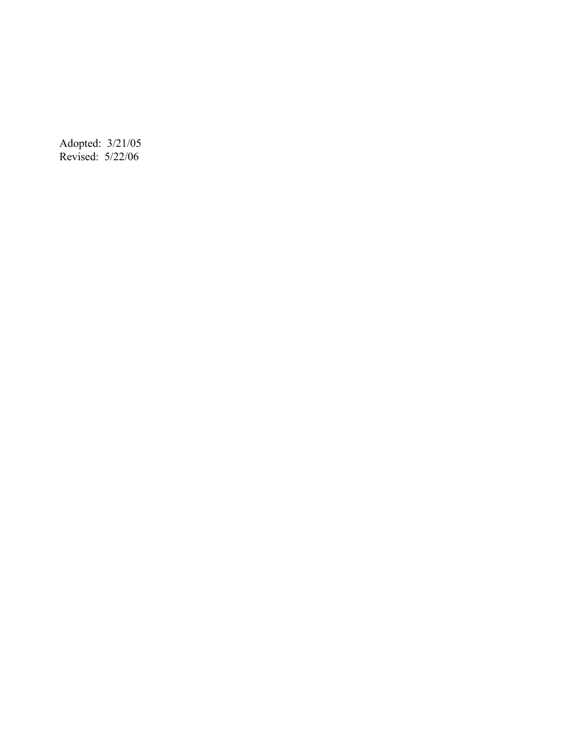Adopted: 3/21/05
Revised: 5/22/06